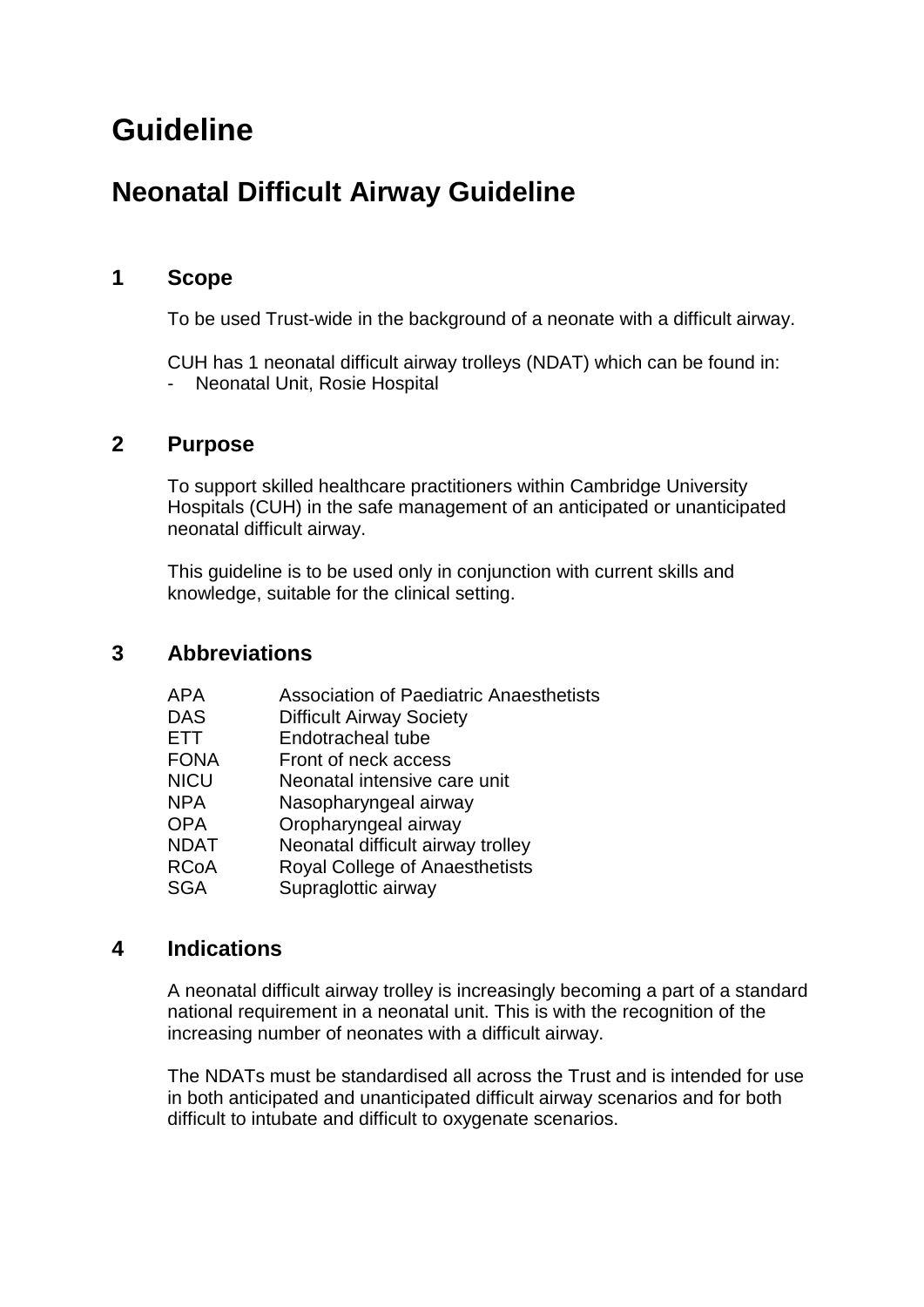# Guideline

## Neonatal Difficult Airway Guideline

### 1 Scope

To be used Trust-wide in the background of a neonate with a difficult airway.

CUH has 1 neonatal difficult airway trolleys (NDAT) which can be found in:
- Neonatal Unit, Rosie Hospital

### 2 Purpose

To support skilled healthcare practitioners within Cambridge University Hospitals (CUH) in the safe management of an anticipated or unanticipated neonatal difficult airway.

This guideline is to be used only in conjunction with current skills and knowledge, suitable for the clinical setting.

### 3 Abbreviations

| | |
|---|---|
| APA | Association of Paediatric Anaesthetists |
| DAS | Difficult Airway Society |
| ETT | Endotracheal tube |
| FONA | Front of neck access |
| NICU | Neonatal intensive care unit |
| NPA | Nasopharyngeal airway |
| OPA | Oropharyngeal airway |
| NDAT | Neonatal difficult airway trolley |
| RCoA | Royal College of Anaesthetists |
| SGA | Supraglottic airway |

### 4 Indications

A neonatal difficult airway trolley is increasingly becoming a part of a standard national requirement in a neonatal unit. This is with the recognition of the increasing number of neonates with a difficult airway.

The NDATs must be standardised all across the Trust and is intended for use in both anticipated and unanticipated difficult airway scenarios and for both difficult to intubate and difficult to oxygenate scenarios.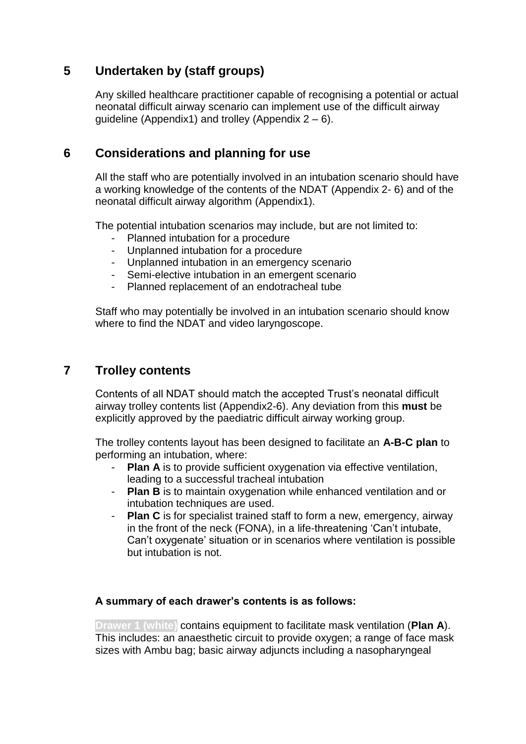## 5 Undertaken by (staff groups)

Any skilled healthcare practitioner capable of recognising a potential or actual neonatal difficult airway scenario can implement use of the difficult airway guideline (Appendix1) and trolley (Appendix 2 – 6).

## 6 Considerations and planning for use

All the staff who are potentially involved in an intubation scenario should have a working knowledge of the contents of the NDAT (Appendix 2- 6) and of the neonatal difficult airway algorithm (Appendix1).

The potential intubation scenarios may include, but are not limited to:

- Planned intubation for a procedure
- Unplanned intubation for a procedure
- Unplanned intubation in an emergency scenario
- Semi-elective intubation in an emergent scenario
- Planned replacement of an endotracheal tube

Staff who may potentially be involved in an intubation scenario should know where to find the NDAT and video laryngoscope.

## 7 Trolley contents

Contents of all NDAT should match the accepted Trust's neonatal difficult airway trolley contents list (Appendix2-6). Any deviation from this **must** be explicitly approved by the paediatric difficult airway working group.

The trolley contents layout has been designed to facilitate an **A-B-C plan** to performing an intubation, where:

- **Plan A** is to provide sufficient oxygenation via effective ventilation, leading to a successful tracheal intubation
- **Plan B** is to maintain oxygenation while enhanced ventilation and or intubation techniques are used.
- **Plan C** is for specialist trained staff to form a new, emergency, airway in the front of the neck (FONA), in a life-threatening 'Can't intubate, Can't oxygenate' situation or in scenarios where ventilation is possible but intubation is not.

**A summary of each drawer's contents is as follows:**

**Drawer 1 (white)** contains equipment to facilitate mask ventilation (**Plan A**). This includes: an anaesthetic circuit to provide oxygen; a range of face mask sizes with Ambu bag; basic airway adjuncts including a nasopharyngeal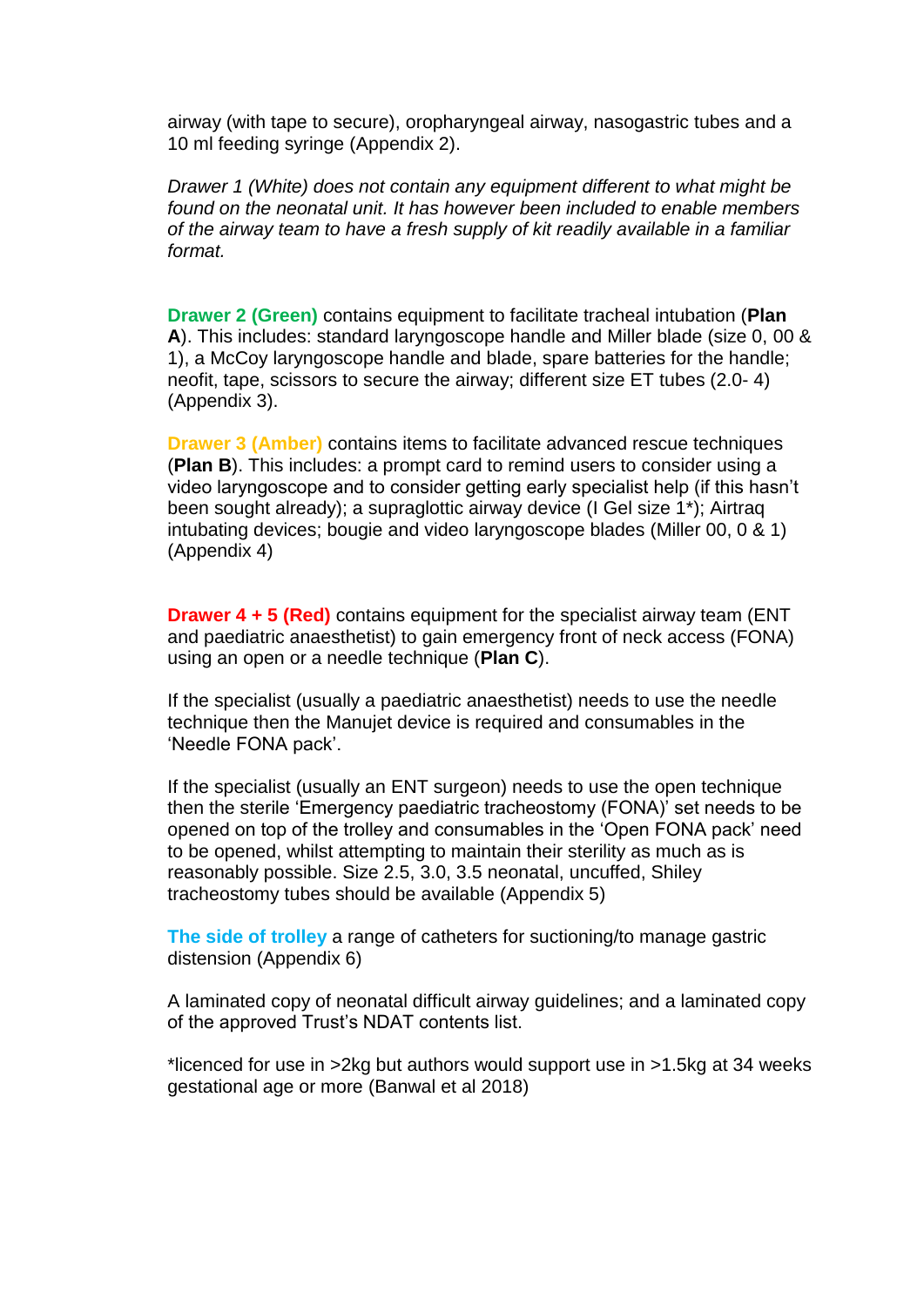airway (with tape to secure), oropharyngeal airway, nasogastric tubes and a 10 ml feeding syringe (Appendix 2).

*Drawer 1 (White) does not contain any equipment different to what might be found on the neonatal unit. It has however been included to enable members of the airway team to have a fresh supply of kit readily available in a familiar format.*

**Drawer 2 (Green)** contains equipment to facilitate tracheal intubation (**Plan A**). This includes: standard laryngoscope handle and Miller blade (size 0, 00 & 1), a McCoy laryngoscope handle and blade, spare batteries for the handle; neofit, tape, scissors to secure the airway; different size ET tubes (2.0- 4) (Appendix 3).

**Drawer 3 (Amber)** contains items to facilitate advanced rescue techniques (**Plan B**). This includes: a prompt card to remind users to consider using a video laryngoscope and to consider getting early specialist help (if this hasn't been sought already); a supraglottic airway device (I Gel size 1*); Airtraq intubating devices; bougie and video laryngoscope blades (Miller 00, 0 & 1) (Appendix 4)

**Drawer 4 + 5 (Red)** contains equipment for the specialist airway team (ENT and paediatric anaesthetist) to gain emergency front of neck access (FONA) using an open or a needle technique (**Plan C**).

If the specialist (usually a paediatric anaesthetist) needs to use the needle technique then the Manujet device is required and consumables in the 'Needle FONA pack'.

If the specialist (usually an ENT surgeon) needs to use the open technique then the sterile 'Emergency paediatric tracheostomy (FONA)' set needs to be opened on top of the trolley and consumables in the 'Open FONA pack' need to be opened, whilst attempting to maintain their sterility as much as is reasonably possible. Size 2.5, 3.0, 3.5 neonatal, uncuffed, Shiley tracheostomy tubes should be available (Appendix 5)

**The side of trolley** a range of catheters for suctioning/to manage gastric distension (Appendix 6)

A laminated copy of neonatal difficult airway guidelines; and a laminated copy of the approved Trust's NDAT contents list.

*licenced for use in >2kg but authors would support use in >1.5kg at 34 weeks gestational age or more (Banwal et al 2018)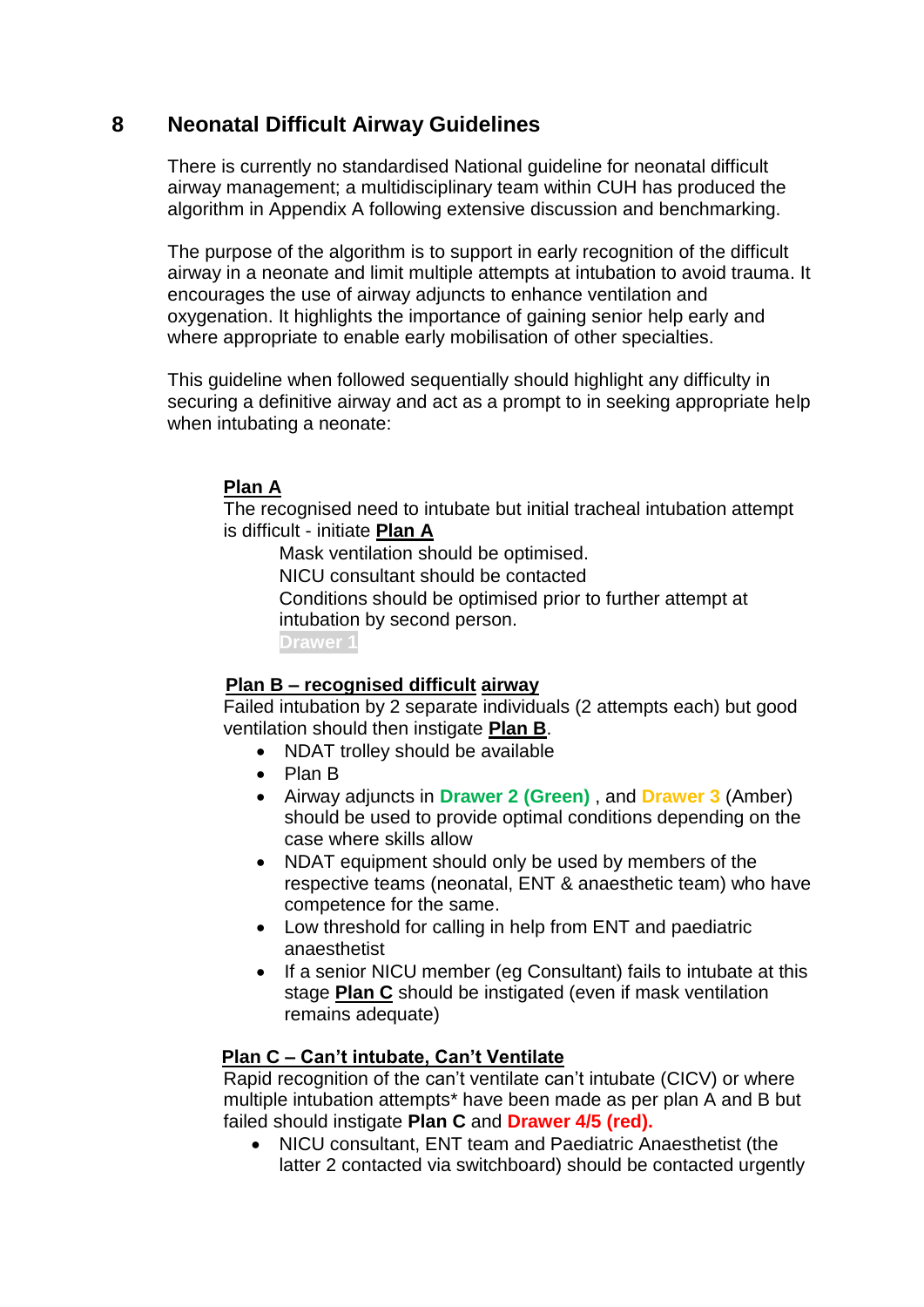## 8 Neonatal Difficult Airway Guidelines

There is currently no standardised National guideline for neonatal difficult airway management; a multidisciplinary team within CUH has produced the algorithm in Appendix A following extensive discussion and benchmarking.

The purpose of the algorithm is to support in early recognition of the difficult airway in a neonate and limit multiple attempts at intubation to avoid trauma. It encourages the use of airway adjuncts to enhance ventilation and oxygenation. It highlights the importance of gaining senior help early and where appropriate to enable early mobilisation of other specialties.

This guideline when followed sequentially should highlight any difficulty in securing a definitive airway and act as a prompt to in seeking appropriate help when intubating a neonate:

**Plan A**

The recognised need to intubate but initial tracheal intubation attempt is difficult - initiate **Plan A**

Mask ventilation should be optimised.
NICU consultant should be contacted
Conditions should be optimised prior to further attempt at intubation by second person.
**Drawer 1**

**Plan B – recognised difficult airway**

Failed intubation by 2 separate individuals (2 attempts each) but good ventilation should then instigate **Plan B**.

- NDAT trolley should be available
- Plan B
- Airway adjuncts in **Drawer 2 (Green)** , and **Drawer 3** (Amber) should be used to provide optimal conditions depending on the case where skills allow
- NDAT equipment should only be used by members of the respective teams (neonatal, ENT & anaesthetic team) who have competence for the same.
- Low threshold for calling in help from ENT and paediatric anaesthetist
- If a senior NICU member (eg Consultant) fails to intubate at this stage **Plan C** should be instigated (even if mask ventilation remains adequate)

**Plan C – Can't intubate, Can't Ventilate**

Rapid recognition of the can't ventilate can't intubate (CICV) or where multiple intubation attempts* have been made as per plan A and B but failed should instigate **Plan C** and **Drawer 4/5 (red).**

- NICU consultant, ENT team and Paediatric Anaesthetist (the latter 2 contacted via switchboard) should be contacted urgently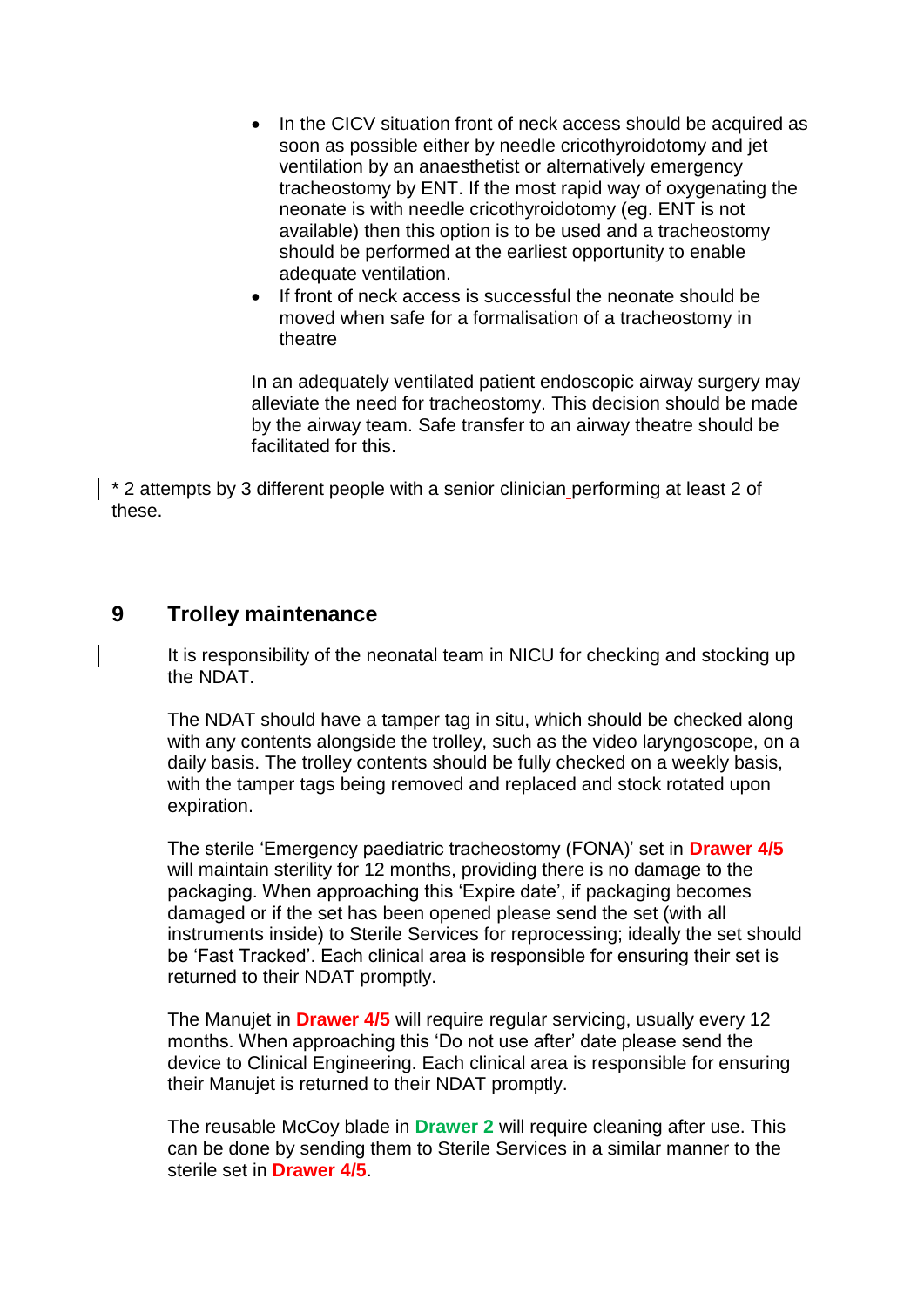- In the CICV situation front of neck access should be acquired as soon as possible either by needle cricothyroidotomy and jet ventilation by an anaesthetist or alternatively emergency tracheostomy by ENT. If the most rapid way of oxygenating the neonate is with needle cricothyroidotomy (eg. ENT is not available) then this option is to be used and a tracheostomy should be performed at the earliest opportunity to enable adequate ventilation.
- If front of neck access is successful the neonate should be moved when safe for a formalisation of a tracheostomy in theatre

In an adequately ventilated patient endoscopic airway surgery may alleviate the need for tracheostomy. This decision should be made by the airway team. Safe transfer to an airway theatre should be facilitated for this.

* 2 attempts by 3 different people with a senior clinician performing at least 2 of these.

## 9 Trolley maintenance

It is responsibility of the neonatal team in NICU for checking and stocking up the NDAT.

The NDAT should have a tamper tag in situ, which should be checked along with any contents alongside the trolley, such as the video laryngoscope, on a daily basis. The trolley contents should be fully checked on a weekly basis, with the tamper tags being removed and replaced and stock rotated upon expiration.

The sterile 'Emergency paediatric tracheostomy (FONA)' set in **Drawer 4/5** will maintain sterility for 12 months, providing there is no damage to the packaging. When approaching this 'Expire date', if packaging becomes damaged or if the set has been opened please send the set (with all instruments inside) to Sterile Services for reprocessing; ideally the set should be 'Fast Tracked'. Each clinical area is responsible for ensuring their set is returned to their NDAT promptly.

The Manujet in **Drawer 4/5** will require regular servicing, usually every 12 months. When approaching this 'Do not use after' date please send the device to Clinical Engineering. Each clinical area is responsible for ensuring their Manujet is returned to their NDAT promptly.

The reusable McCoy blade in **Drawer 2** will require cleaning after use. This can be done by sending them to Sterile Services in a similar manner to the sterile set in **Drawer 4/5**.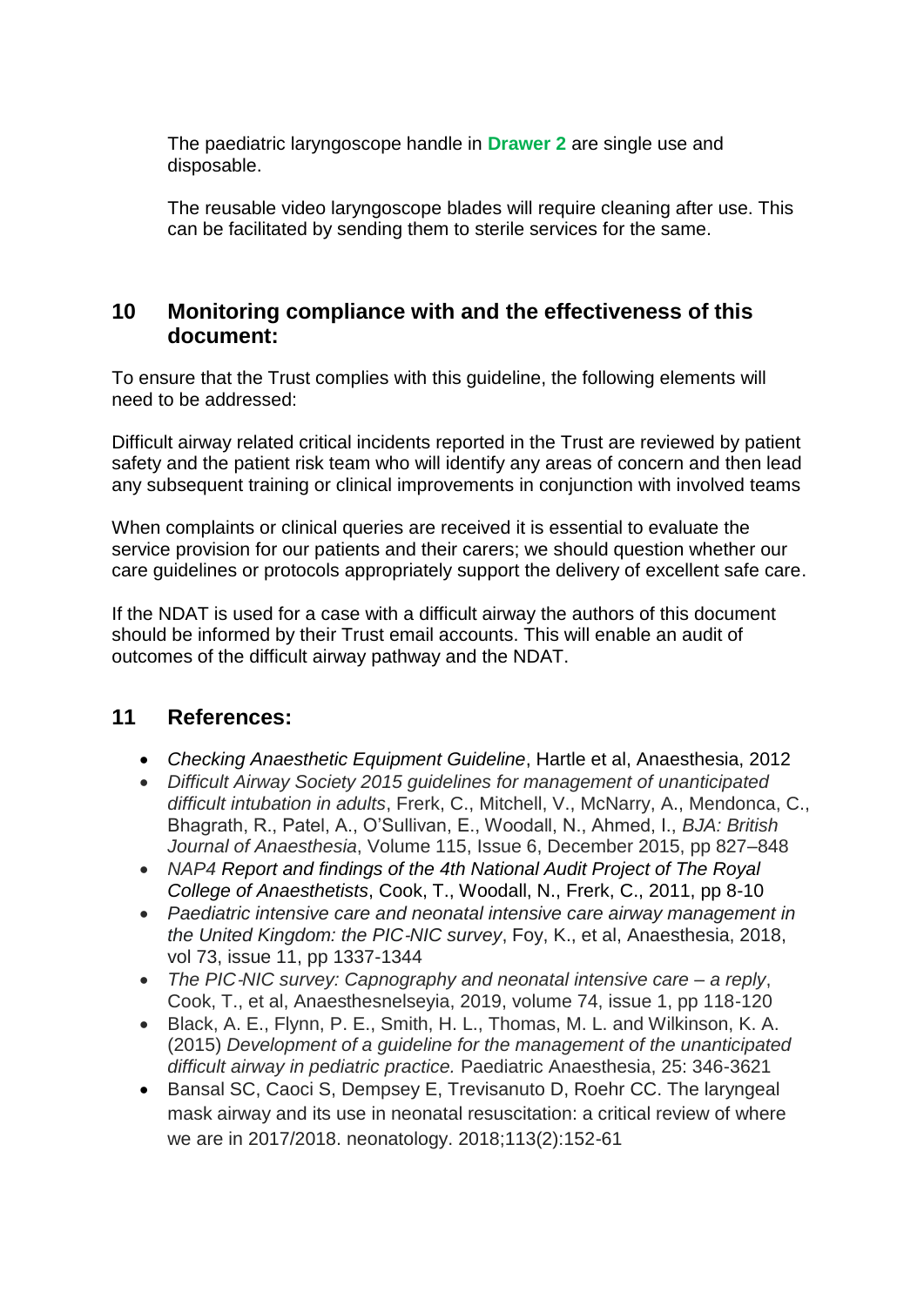The paediatric laryngoscope handle in **Drawer 2** are single use and disposable.

The reusable video laryngoscope blades will require cleaning after use. This can be facilitated by sending them to sterile services for the same.

## 10 Monitoring compliance with and the effectiveness of this document:

To ensure that the Trust complies with this guideline, the following elements will need to be addressed:

Difficult airway related critical incidents reported in the Trust are reviewed by patient safety and the patient risk team who will identify any areas of concern and then lead any subsequent training or clinical improvements in conjunction with involved teams

When complaints or clinical queries are received it is essential to evaluate the service provision for our patients and their carers; we should question whether our care guidelines or protocols appropriately support the delivery of excellent safe care.

If the NDAT is used for a case with a difficult airway the authors of this document should be informed by their Trust email accounts. This will enable an audit of outcomes of the difficult airway pathway and the NDAT.

## 11 References:

- *Checking Anaesthetic Equipment Guideline*, Hartle et al, Anaesthesia, 2012
- *Difficult Airway Society 2015 guidelines for management of unanticipated difficult intubation in adults*, Frerk, C., Mitchell, V., McNarry, A., Mendonca, C., Bhagrath, R., Patel, A., O'Sullivan, E., Woodall, N., Ahmed, I., *BJA: British Journal of Anaesthesia*, Volume 115, Issue 6, December 2015, pp 827–848
- *NAP4 Report and findings of the 4th National Audit Project of The Royal College of Anaesthetists*, Cook, T., Woodall, N., Frerk, C., 2011, pp 8-10
- *Paediatric intensive care and neonatal intensive care airway management in the United Kingdom: the PIC‐NIC survey*, Foy, K., et al, Anaesthesia, 2018, vol 73, issue 11, pp 1337-1344
- *The PIC‐NIC survey: Capnography and neonatal intensive care – a reply*, Cook, T., et al, Anaesthesnelseyia, 2019, volume 74, issue 1, pp 118-120
- Black, A. E., Flynn, P. E., Smith, H. L., Thomas, M. L. and Wilkinson, K. A. (2015) *Development of a guideline for the management of the unanticipated difficult airway in pediatric practice.* Paediatric Anaesthesia, 25: 346-3621
- Bansal SC, Caoci S, Dempsey E, Trevisanuto D, Roehr CC. The laryngeal mask airway and its use in neonatal resuscitation: a critical review of where we are in 2017/2018. neonatology. 2018;113(2):152-61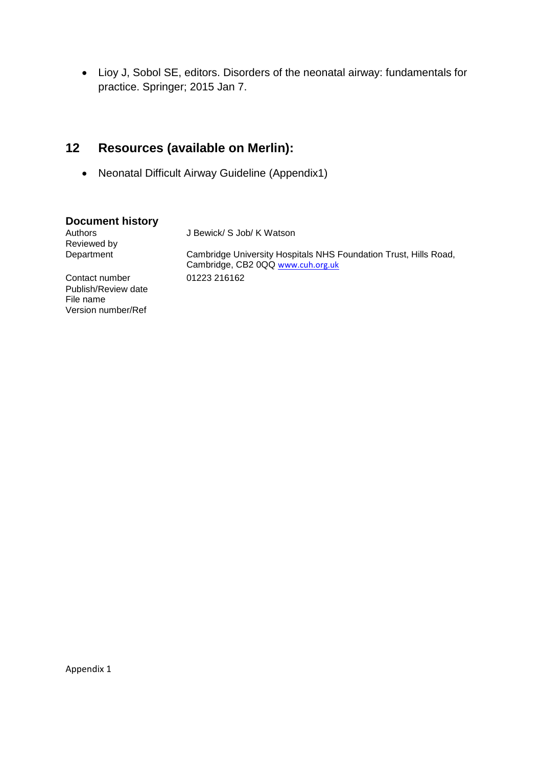- Lioy J, Sobol SE, editors. Disorders of the neonatal airway: fundamentals for practice. Springer; 2015 Jan 7.

## 12 Resources (available on Merlin):

- Neonatal Difficult Airway Guideline (Appendix1)

### Document history

| | |
|---|---|
| Authors | J Bewick/ S Job/ K Watson |
| Reviewed by | |
| Department | Cambridge University Hospitals NHS Foundation Trust, Hills Road, Cambridge, CB2 0QQ www.cuh.org.uk |
| Contact number | 01223 216162 |
| Publish/Review date | |
| File name | |
| Version number/Ref | |

Appendix 1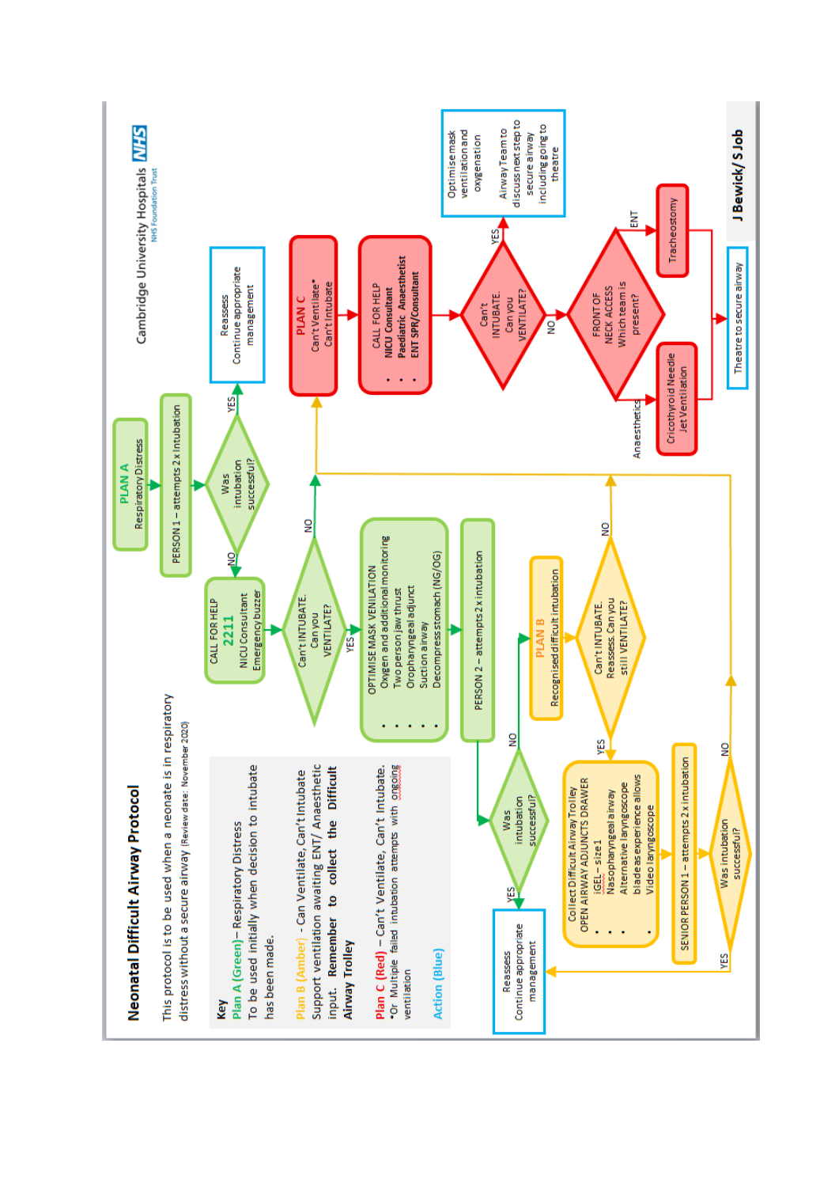# Neonatal Difficult Airway Protocol

Cambridge University Hospitals NHS Foundation Trust

This protocol is to be used when a neonate is in respiratory distress without a secure airway (Review date: November 2020)

**Key**

**Plan A (Green)** – Respiratory Distress
To be used initially when decision to intubate has been made.

**Plan B (Amber)** - Can Ventilate, Can't Intubate
Support ventilation awaiting ENT/ Anaesthetic input. **Remember to collect the Difficult Airway Trolley**

**Plan C (Red)** – Can't Ventilate, Can't Intubate.
*Or Multiple failed intubation attempts with ongoing ventilation

**Action (Blue)**

---

**PLAN A** – Respiratory Distress

→ PERSON 1 – attempts 2 x Intubation

→ Was intubation successful?
- YES → Reassess. Continue appropriate management
- NO → CALL FOR HELP **2211** – NICU Consultant – Emergency buzzer

→ Can't INTUBATE. Can you VENTILATE?
- NO → PLAN C
- YES → OPTIMISE MASK VENTILATION
  - Oxygen and additional monitoring
  - Two person jaw thrust
  - Oropharyngeal adjunct
  - Suction airway
  - Decompress stomach (NG/OG)

→ PERSON 2 – attempts 2 x intubation

→ Was intubation successful?
- YES → Reassess. Continue appropriate management
- NO → **PLAN B** – Recognised difficult intubation

→ Can't INTUBATE. Reassess. Can you still VENTILATE?
- NO → PLAN C
- YES → Collect Difficult Airway Trolley. OPEN AIRWAY ADJUNCTS DRAWER
  - iGEL – size 1
  - Nasopharyngeal airway
  - Alternative laryngoscope blade as experience allows
  - Video laryngoscope

→ SENIOR PERSON 1 – attempts 2 x intubation

→ Was intubation successful?
- YES → Reassess. Continue appropriate management
- NO → PLAN C

**PLAN C** – Can't Ventilate* Can't Intubate

→ CALL FOR HELP
- NICU Consultant
- Paediatric Anaesthetist
- ENT SPR/Consultant

→ Can't INTUBATE. Can you VENTILATE?
- YES → Optimise mask ventilation and oxygenation. Airway Team to discuss next step to secure airway including going to theatre
- NO → FRONT OF NECK ACCESS. Which team is present?
  - Anaesthetics → Cricothyroid Needle Jet Ventilation
  - ENT → Tracheostomy

→ Theatre to secure airway

J Bewick/ S Job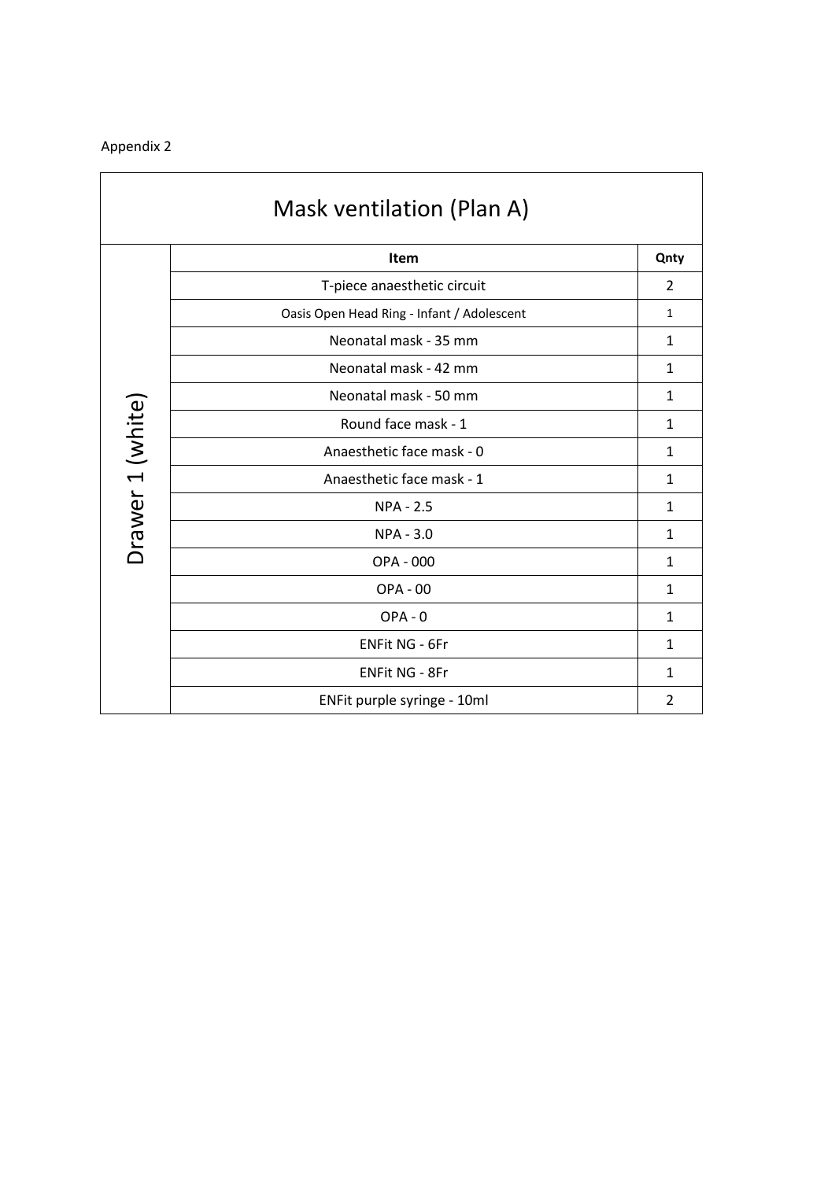Appendix 2

| Mask ventilation (Plan A) | | |
|---|---|---|
| | **Item** | **Qnty** |
| Drawer 1 (white) | T-piece anaesthetic circuit | 2 |
| | Oasis Open Head Ring - Infant / Adolescent | 1 |
| | Neonatal mask - 35 mm | 1 |
| | Neonatal mask - 42 mm | 1 |
| | Neonatal mask - 50 mm | 1 |
| | Round face mask - 1 | 1 |
| | Anaesthetic face mask - 0 | 1 |
| | Anaesthetic face mask - 1 | 1 |
| | NPA - 2.5 | 1 |
| | NPA - 3.0 | 1 |
| | OPA - 000 | 1 |
| | OPA - 00 | 1 |
| | OPA - 0 | 1 |
| | ENFit NG - 6Fr | 1 |
| | ENFit NG - 8Fr | 1 |
| | ENFit purple syringe - 10ml | 2 |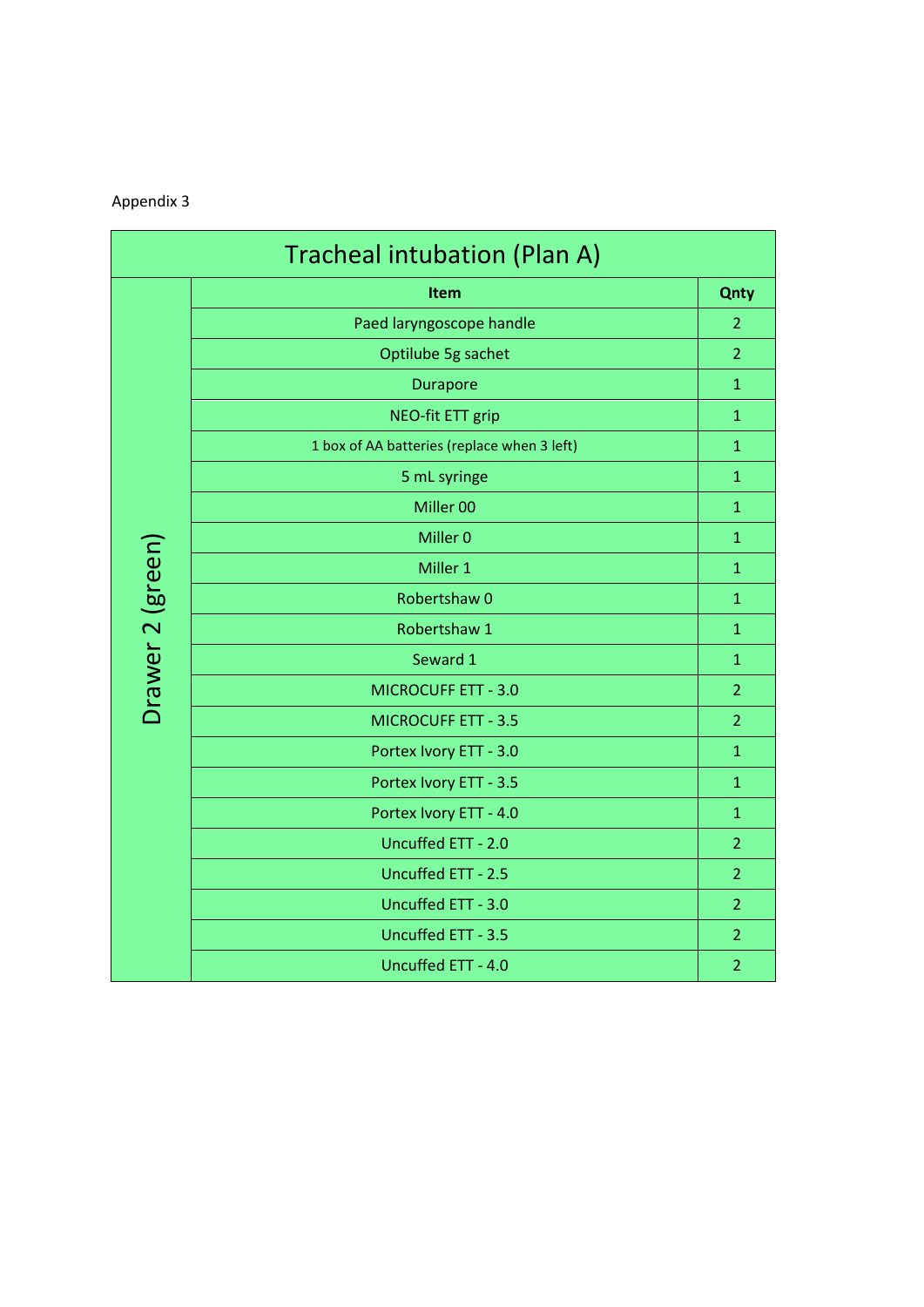Appendix 3

| Tracheal intubation (Plan A) | | |
|---|---|---|
| | **Item** | **Qnty** |
| Drawer 2 (green) | Paed laryngoscope handle | 2 |
| | Optilube 5g sachet | 2 |
| | Durapore | 1 |
| | NEO-fit ETT grip | 1 |
| | 1 box of AA batteries (replace when 3 left) | 1 |
| | 5 mL syringe | 1 |
| | Miller 00 | 1 |
| | Miller 0 | 1 |
| | Miller 1 | 1 |
| | Robertshaw 0 | 1 |
| | Robertshaw 1 | 1 |
| | Seward 1 | 1 |
| | MICROCUFF ETT - 3.0 | 2 |
| | MICROCUFF ETT - 3.5 | 2 |
| | Portex Ivory ETT - 3.0 | 1 |
| | Portex Ivory ETT - 3.5 | 1 |
| | Portex Ivory ETT - 4.0 | 1 |
| | Uncuffed ETT - 2.0 | 2 |
| | Uncuffed ETT - 2.5 | 2 |
| | Uncuffed ETT - 3.0 | 2 |
| | Uncuffed ETT - 3.5 | 2 |
| | Uncuffed ETT - 4.0 | 2 |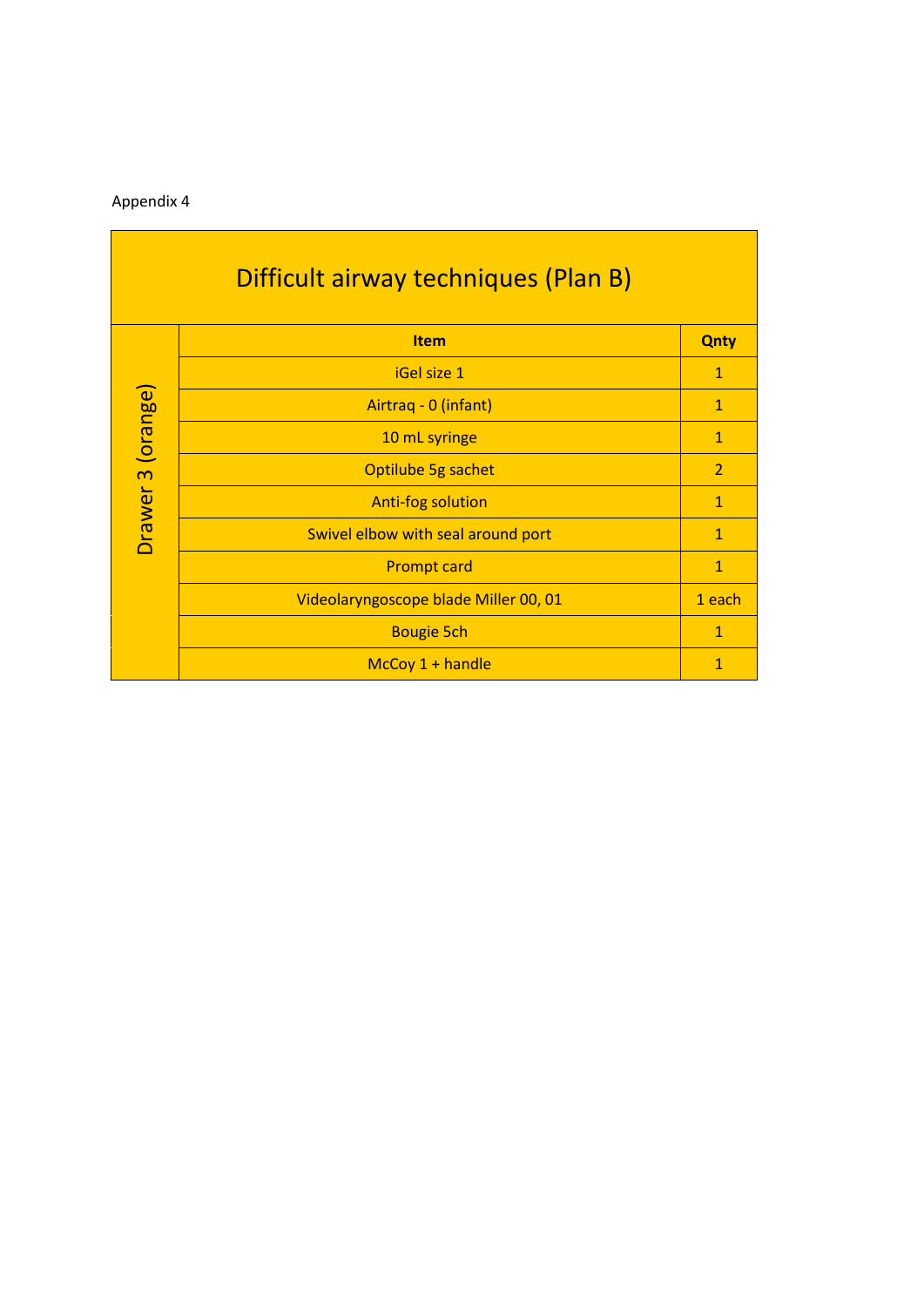Appendix 4

| Difficult airway techniques (Plan B) | | |
|---|---|---|
| Drawer 3 (orange) | **Item** | **Qnty** |
| | iGel size 1 | 1 |
| | Airtraq - 0 (infant) | 1 |
| | 10 mL syringe | 1 |
| | Optilube 5g sachet | 2 |
| | Anti-fog solution | 1 |
| | Swivel elbow with seal around port | 1 |
| | Prompt card | 1 |
| | Videolaryngoscope blade Miller 00, 01 | 1 each |
| | Bougie 5ch | 1 |
| | McCoy 1 + handle | 1 |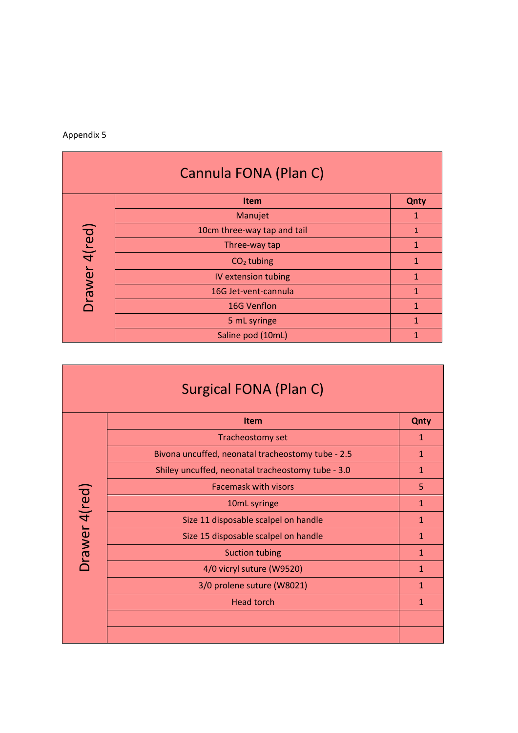Appendix 5

| Cannula FONA (Plan C) | | |
|---|---|---|
| | **Item** | **Qnty** |
| Drawer 4(red) | Manujet | 1 |
| | 10cm three-way tap and tail | 1 |
| | Three-way tap | 1 |
| | $CO_2$ tubing | 1 |
| | IV extension tubing | 1 |
| | 16G Jet-vent-cannula | 1 |
| | 16G Venflon | 1 |
| | 5 mL syringe | 1 |
| | Saline pod (10mL) | 1 |

| Surgical FONA (Plan C) | | |
|---|---|---|
| | **Item** | **Qnty** |
| Drawer 4(red) | Tracheostomy set | 1 |
| | Bivona uncuffed, neonatal tracheostomy tube - 2.5 | 1 |
| | Shiley uncuffed, neonatal tracheostomy tube - 3.0 | 1 |
| | Facemask with visors | 5 |
| | 10mL syringe | 1 |
| | Size 11 disposable scalpel on handle | 1 |
| | Size 15 disposable scalpel on handle | 1 |
| | Suction tubing | 1 |
| | 4/0 vicryl suture (W9520) | 1 |
| | 3/0 prolene suture (W8021) | 1 |
| | Head torch | 1 |
| | | |
| | | |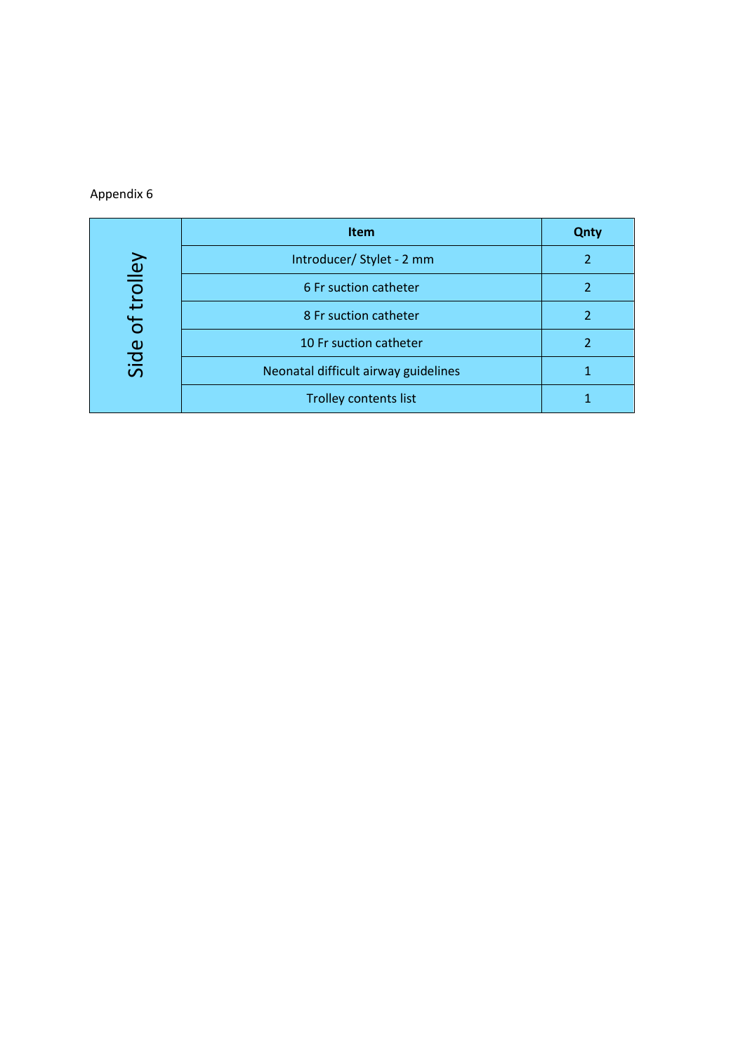Appendix 6

| | Item | Qnty |
|---|---|---|
| Side of trolley | Introducer/ Stylet - 2 mm | 2 |
| | 6 Fr suction catheter | 2 |
| | 8 Fr suction catheter | 2 |
| | 10 Fr suction catheter | 2 |
| | Neonatal difficult airway guidelines | 1 |
| | Trolley contents list | 1 |